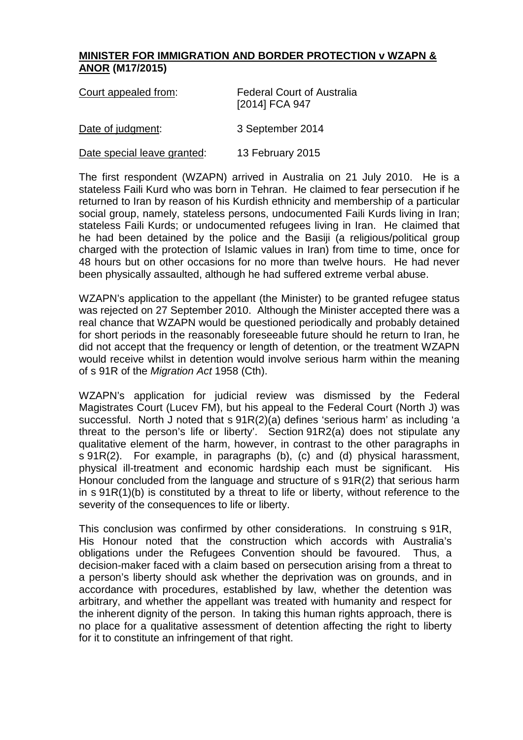**<u>MINISTER FOR IMMIGRATION AND BORDER PROTECTION v WZAPN & ANOR</u> (M17/2015)**

| | |
|---|---|
| <u>Court appealed from</u>: | Federal Court of Australia [2014] FCA 947 |
| <u>Date of judgment</u>: | 3 September 2014 |
| <u>Date special leave granted</u>: | 13 February 2015 |

The first respondent (WZAPN) arrived in Australia on 21 July 2010. He is a stateless Faili Kurd who was born in Tehran. He claimed to fear persecution if he returned to Iran by reason of his Kurdish ethnicity and membership of a particular social group, namely, stateless persons, undocumented Faili Kurds living in Iran; stateless Faili Kurds; or undocumented refugees living in Iran. He claimed that he had been detained by the police and the Basiji (a religious/political group charged with the protection of Islamic values in Iran) from time to time, once for 48 hours but on other occasions for no more than twelve hours. He had never been physically assaulted, although he had suffered extreme verbal abuse.

WZAPN's application to the appellant (the Minister) to be granted refugee status was rejected on 27 September 2010. Although the Minister accepted there was a real chance that WZAPN would be questioned periodically and probably detained for short periods in the reasonably foreseeable future should he return to Iran, he did not accept that the frequency or length of detention, or the treatment WZAPN would receive whilst in detention would involve serious harm within the meaning of s 91R of the *Migration Act* 1958 (Cth).

WZAPN's application for judicial review was dismissed by the Federal Magistrates Court (Lucev FM), but his appeal to the Federal Court (North J) was successful. North J noted that s 91R(2)(a) defines 'serious harm' as including 'a threat to the person's life or liberty'. Section 91R2(a) does not stipulate any qualitative element of the harm, however, in contrast to the other paragraphs in s 91R(2). For example, in paragraphs (b), (c) and (d) physical harassment, physical ill-treatment and economic hardship each must be significant. His Honour concluded from the language and structure of s 91R(2) that serious harm in s 91R(1)(b) is constituted by a threat to life or liberty, without reference to the severity of the consequences to life or liberty.

This conclusion was confirmed by other considerations. In construing s 91R, His Honour noted that the construction which accords with Australia's obligations under the Refugees Convention should be favoured. Thus, a decision-maker faced with a claim based on persecution arising from a threat to a person's liberty should ask whether the deprivation was on grounds, and in accordance with procedures, established by law, whether the detention was arbitrary, and whether the appellant was treated with humanity and respect for the inherent dignity of the person. In taking this human rights approach, there is no place for a qualitative assessment of detention affecting the right to liberty for it to constitute an infringement of that right.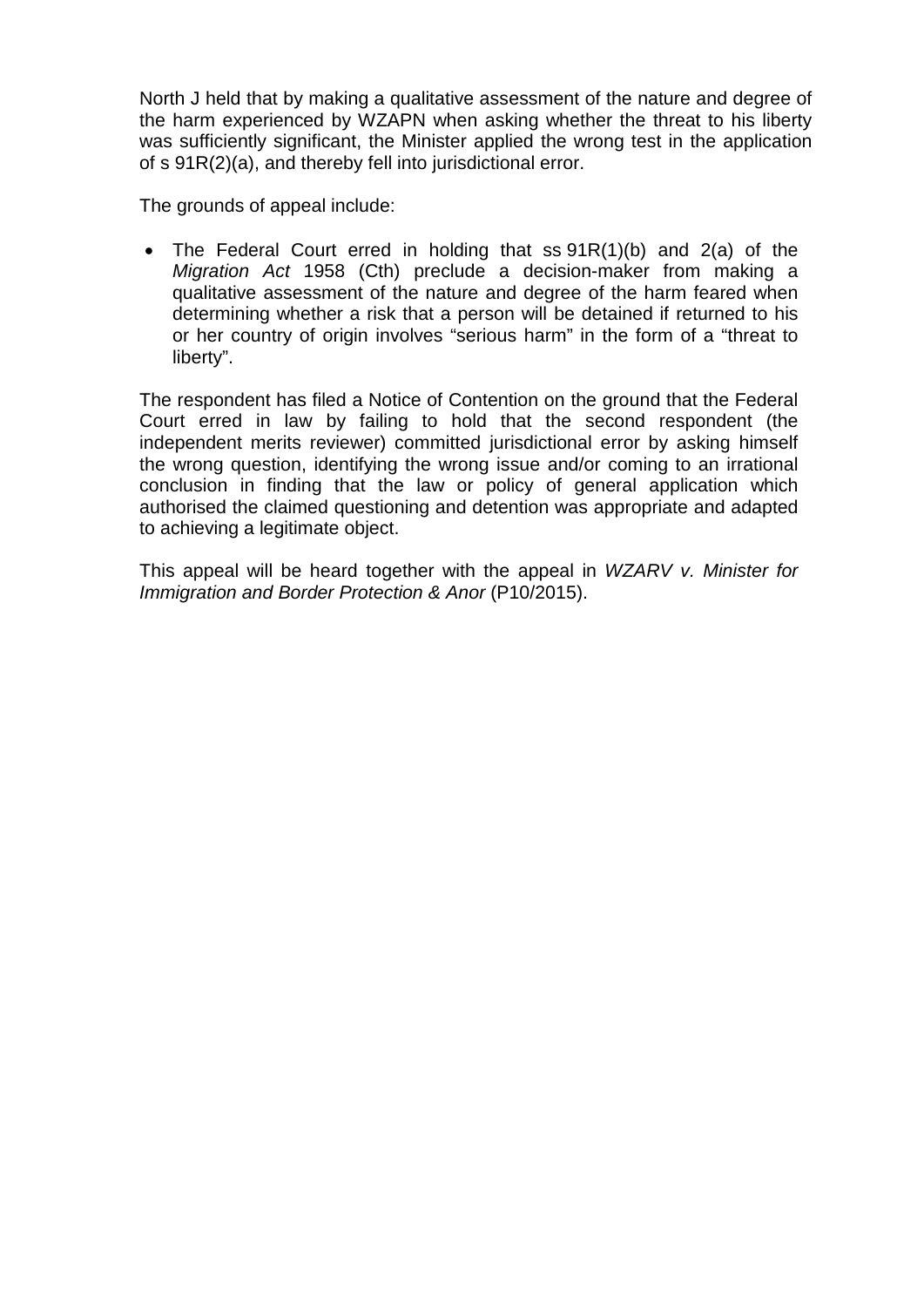North J held that by making a qualitative assessment of the nature and degree of the harm experienced by WZAPN when asking whether the threat to his liberty was sufficiently significant, the Minister applied the wrong test in the application of s 91R(2)(a), and thereby fell into jurisdictional error.

The grounds of appeal include:

- The Federal Court erred in holding that ss 91R(1)(b) and 2(a) of the *Migration Act* 1958 (Cth) preclude a decision-maker from making a qualitative assessment of the nature and degree of the harm feared when determining whether a risk that a person will be detained if returned to his or her country of origin involves "serious harm" in the form of a "threat to liberty".

The respondent has filed a Notice of Contention on the ground that the Federal Court erred in law by failing to hold that the second respondent (the independent merits reviewer) committed jurisdictional error by asking himself the wrong question, identifying the wrong issue and/or coming to an irrational conclusion in finding that the law or policy of general application which authorised the claimed questioning and detention was appropriate and adapted to achieving a legitimate object.

This appeal will be heard together with the appeal in *WZARV v. Minister for Immigration and Border Protection & Anor* (P10/2015).